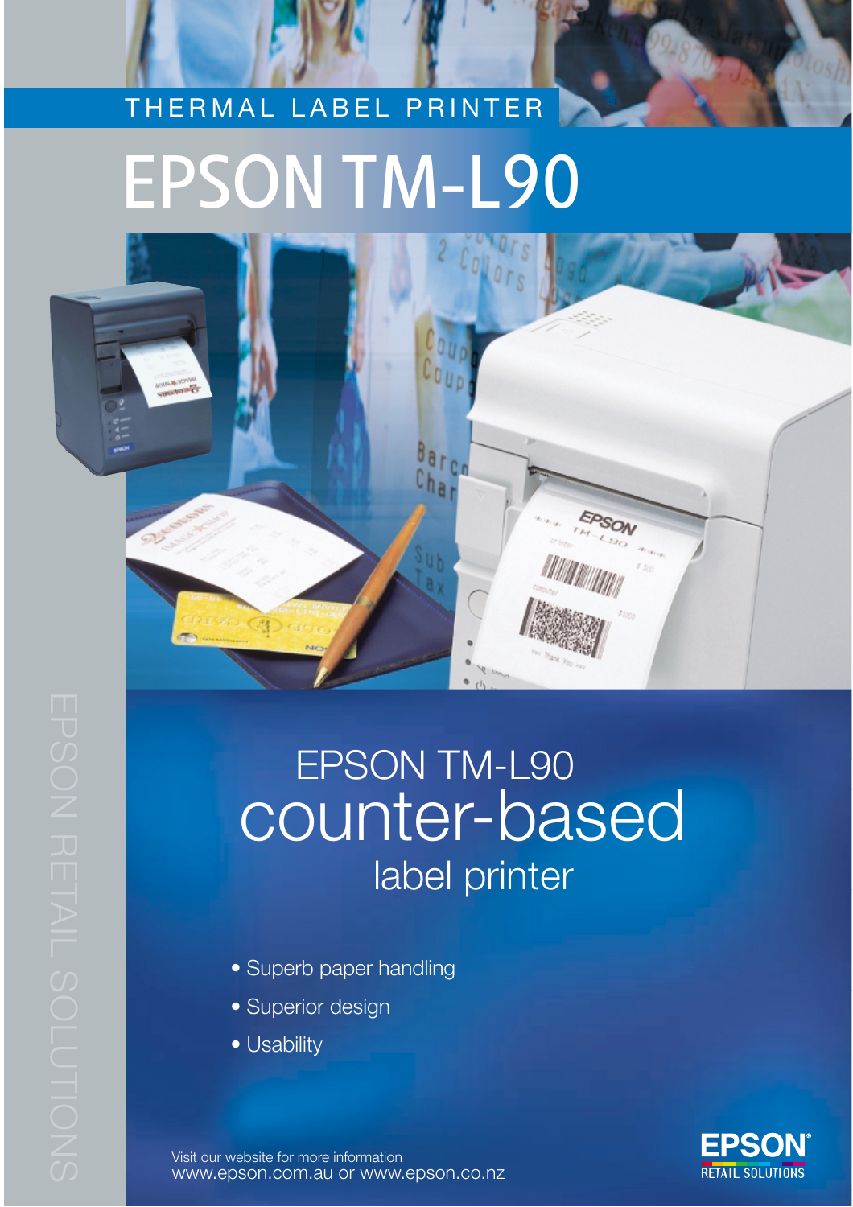THERMAL LABEL PRINTER

# EPSON TM-L90

EPSON RETAIL SOLUTIONS

## EPSON TM-L90 counter-based label printer

- Superb paper handling
- Superior design
- Usability

Visit our website for more information
www.epson.com.au or www.epson.co.nz

EPSON
RETAIL SOLUTIONS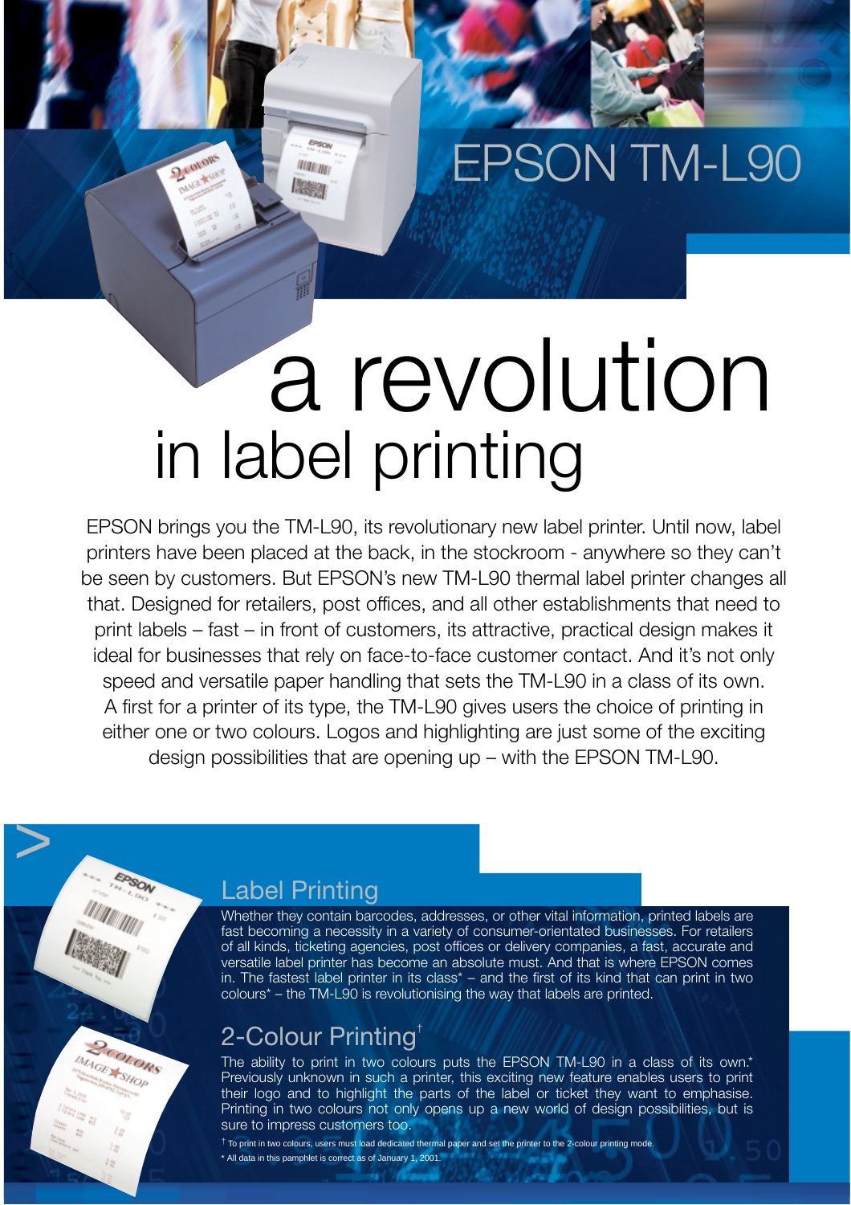# EPSON TM-L90

# a revolution in label printing

EPSON brings you the TM-L90, its revolutionary new label printer. Until now, label printers have been placed at the back, in the stockroom - anywhere so they can't be seen by customers. But EPSON's new TM-L90 thermal label printer changes all that. Designed for retailers, post offices, and all other establishments that need to print labels – fast – in front of customers, its attractive, practical design makes it ideal for businesses that rely on face-to-face customer contact. And it's not only speed and versatile paper handling that sets the TM-L90 in a class of its own. A first for a printer of its type, the TM-L90 gives users the choice of printing in either one or two colours. Logos and highlighting are just some of the exciting design possibilities that are opening up – with the EPSON TM-L90.

## Label Printing

Whether they contain barcodes, addresses, or other vital information, printed labels are fast becoming a necessity in a variety of consumer-orientated businesses. For retailers of all kinds, ticketing agencies, post offices or delivery companies, a fast, accurate and versatile label printer has become an absolute must. And that is where EPSON comes in. The fastest label printer in its class* – and the first of its kind that can print in two colours* – the TM-L90 is revolutionising the way that labels are printed.

## 2-Colour Printing†

The ability to print in two colours puts the EPSON TM-L90 in a class of its own.* Previously unknown in such a printer, this exciting new feature enables users to print their logo and to highlight the parts of the label or ticket they want to emphasise. Printing in two colours not only opens up a new world of design possibilities, but is sure to impress customers too.

† To print in two colours, users must load dedicated thermal paper and set the printer to the 2-colour printing mode.

* All data in this pamphlet is correct as of January 1, 2001.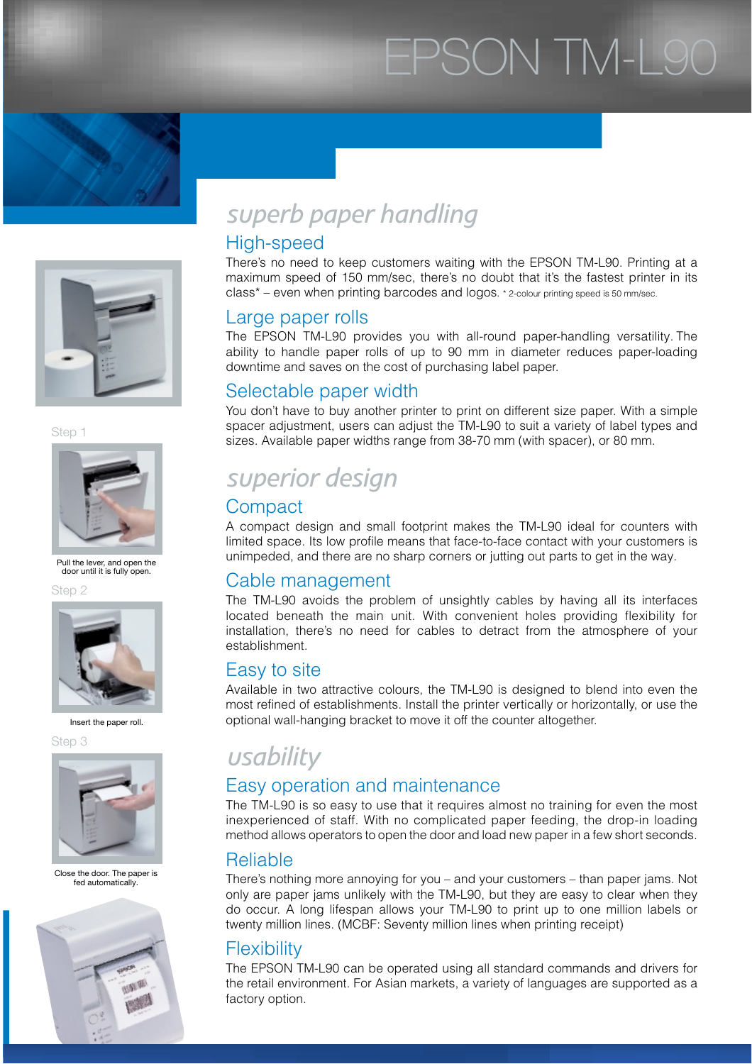# EPSON TM-L90

## superb paper handling

### High-speed

There's no need to keep customers waiting with the EPSON TM-L90. Printing at a maximum speed of 150 mm/sec, there's no doubt that it's the fastest printer in its class* – even when printing barcodes and logos. * 2-colour printing speed is 50 mm/sec.

### Large paper rolls

The EPSON TM-L90 provides you with all-round paper-handling versatility. The ability to handle paper rolls of up to 90 mm in diameter reduces paper-loading downtime and saves on the cost of purchasing label paper.

### Selectable paper width

You don't have to buy another printer to print on different size paper. With a simple spacer adjustment, users can adjust the TM-L90 to suit a variety of label types and sizes. Available paper widths range from 38-70 mm (with spacer), or 80 mm.

## superior design

### Compact

A compact design and small footprint makes the TM-L90 ideal for counters with limited space. Its low profile means that face-to-face contact with your customers is unimpeded, and there are no sharp corners or jutting out parts to get in the way.

### Cable management

The TM-L90 avoids the problem of unsightly cables by having all its interfaces located beneath the main unit. With convenient holes providing flexibility for installation, there's no need for cables to detract from the atmosphere of your establishment.

### Easy to site

Available in two attractive colours, the TM-L90 is designed to blend into even the most refined of establishments. Install the printer vertically or horizontally, or use the optional wall-hanging bracket to move it off the counter altogether.

## usability

### Easy operation and maintenance

The TM-L90 is so easy to use that it requires almost no training for even the most inexperienced of staff. With no complicated paper feeding, the drop-in loading method allows operators to open the door and load new paper in a few short seconds.

### Reliable

There's nothing more annoying for you – and your customers – than paper jams. Not only are paper jams unlikely with the TM-L90, but they are easy to clear when they do occur. A long lifespan allows your TM-L90 to print up to one million labels or twenty million lines. (MCBF: Seventy million lines when printing receipt)

### Flexibility

The EPSON TM-L90 can be operated using all standard commands and drivers for the retail environment. For Asian markets, a variety of languages are supported as a factory option.

Step 1

Pull the lever, and open the door until it is fully open.

Step 2

Insert the paper roll.

Step 3

Close the door. The paper is fed automatically.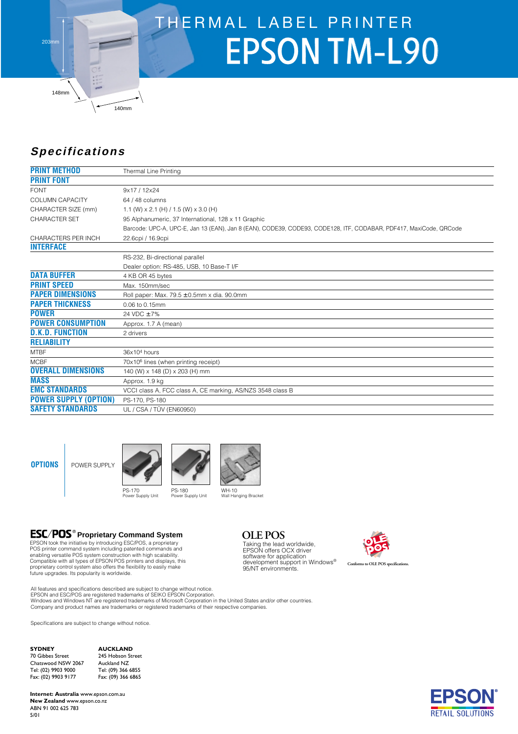# THERMAL LABEL PRINTER

# EPSON TM-L90

203mm

148mm

140mm

## Specifications

| | |
|---|---|
| **PRINT METHOD** | Thermal Line Printing |
| **PRINT FONT** | |
| FONT | 9x17 / 12x24 |
| COLUMN CAPACITY | 64 / 48 columns |
| CHARACTER SIZE (mm) | 1.1 (W) x 2.1 (H) / 1.5 (W) x 3.0 (H) |
| CHARACTER SET | 95 Alphanumeric, 37 International, 128 x 11 Graphic |
| | Barcode: UPC-A, UPC-E, Jan 13 (EAN), Jan 8 (EAN), CODE39, CODE93, CODE128, ITF, CODABAR, PDF417, MaxiCode, QRCode |
| CHARACTERS PER INCH | 22.6cpi / 16.9cpi |
| **INTERFACE** | |
| | RS-232, Bi-directional parallel |
| | Dealer option: RS-485, USB, 10 Base-T I/F |
| **DATA BUFFER** | 4 KB OR 45 bytes |
| **PRINT SPEED** | Max. 150mm/sec |
| **PAPER DIMENSIONS** | Roll paper: Max. 79.5 ±0.5mm x dia. 90.0mm |
| **PAPER THICKNESS** | 0.06 to 0.15mm |
| **POWER** | 24 VDC ±7% |
| **POWER CONSUMPTION** | Approx. 1.7 A (mean) |
| **D.K.D. FUNCTION** | 2 drivers |
| **RELIABILITY** | |
| MTBF | $36 \times 10^4$ hours |
| MCBF | $70 \times 10^6$ lines (when printing receipt) |
| **OVERALL DIMENSIONS** | 140 (W) x 148 (D) x 203 (H) mm |
| **MASS** | Approx. 1.9 kg |
| **EMC STANDARDS** | VCCI class A, FCC class A, CE marking, AS/NZS 3548 class B |
| **POWER SUPPLY (OPTION)** | PS-170, PS-180 |
| **SAFETY STANDARDS** | UL / CSA / TÜV (EN60950) |

**OPTIONS**

POWER SUPPLY

PS-170
Power Supply Unit

PS-180
Power Supply Unit

WH-10
Wall Hanging Bracket

### ESC/POS® Proprietary Command System

EPSON took the initiative by introducing ESC/POS, a proprietary POS printer command system including patented commands and enabling versatile POS system construction with high scalability. Compatible with all types of EPSON POS printers and displays, this proprietary control system also offers the flexibility to easily make future upgrades. Its popularity is worldwide.

### OLE POS

Taking the lead worldwide, EPSON offers OCX driver software for application development support in Windows® 95/NT environments.

Conforms to OLE POS specifications.

All features and specifications described are subject to change without notice.
EPSON and ESC/POS are registered trademarks of SEIKO EPSON Corporation.
Windows and Windows NT are registered trademarks of Microsoft Corporation in the United States and/or other countries.
Company and product names are trademarks or registered trademarks of their respective companies.

Specifications are subject to change without notice.

**SYDNEY**
70 Gibbes Street
Chatswood NSW 2067
Tel: (02) 9903 9000
Fax: (02) 9903 9177

**AUCKLAND**
245 Hobson Street
Auckland NZ
Tel: (09) 366 6855
Fax: (09) 366 6865

**Internet: Australia** www.epson.com.au
**New Zealand** www.epson.co.nz
ABN 91 002 625 783
5/01

EPSON® RETAIL SOLUTIONS